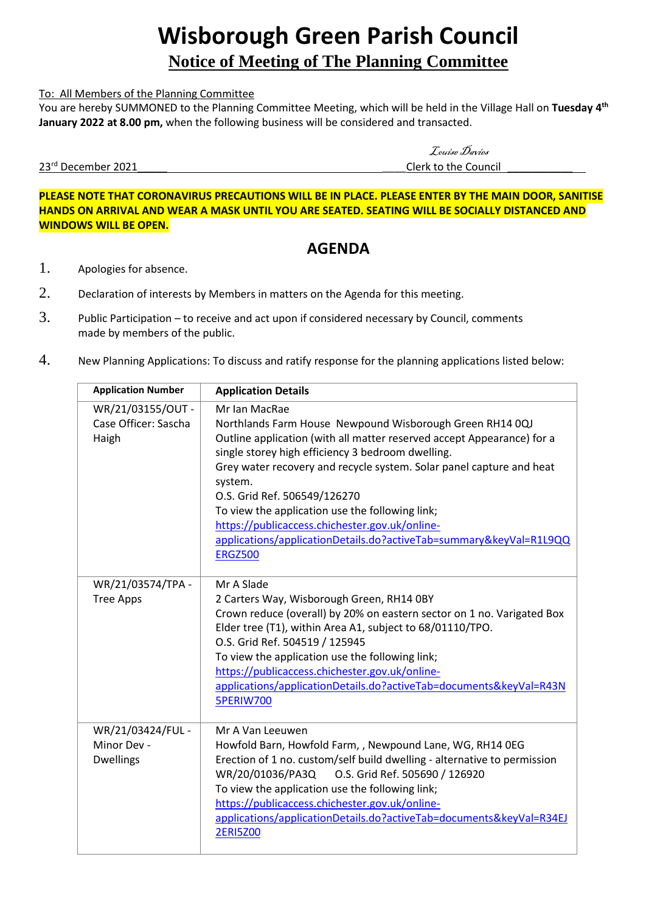# Wisborough Green Parish Council

## Notice of Meeting of The Planning Committee

To: All Members of the Planning Committee

You are hereby SUMMONED to the Planning Committee Meeting, which will be held in the Village Hall on **Tuesday 4th January 2022 at 8.00 pm,** when the following business will be considered and transacted.

*Louise Davies*

23rd December 2021 Clerk to the Council

**PLEASE NOTE THAT CORONAVIRUS PRECAUTIONS WILL BE IN PLACE. PLEASE ENTER BY THE MAIN DOOR, SANITISE HANDS ON ARRIVAL AND WEAR A MASK UNTIL YOU ARE SEATED. SEATING WILL BE SOCIALLY DISTANCED AND WINDOWS WILL BE OPEN.**

## AGENDA

1. Apologies for absence.
2. Declaration of interests by Members in matters on the Agenda for this meeting.
3. Public Participation – to receive and act upon if considered necessary by Council, comments made by members of the public.
4. New Planning Applications: To discuss and ratify response for the planning applications listed below:

| Application Number | Application Details |
|---|---|
| WR/21/03155/OUT - Case Officer: Sascha Haigh | Mr Ian MacRae<br>Northlands Farm House Newpound Wisborough Green RH14 0QJ<br>Outline application (with all matter reserved accept Appearance) for a single storey high efficiency 3 bedroom dwelling.<br>Grey water recovery and recycle system. Solar panel capture and heat system.<br>O.S. Grid Ref. 506549/126270<br>To view the application use the following link;<br>https://publicaccess.chichester.gov.uk/online-applications/applicationDetails.do?activeTab=summary&keyVal=R1L9QQERGZ500 |
| WR/21/03574/TPA - Tree Apps | Mr A Slade<br>2 Carters Way, Wisborough Green, RH14 0BY<br>Crown reduce (overall) by 20% on eastern sector on 1 no. Varigated Box Elder tree (T1), within Area A1, subject to 68/01110/TPO.<br>O.S. Grid Ref. 504519 / 125945<br>To view the application use the following link;<br>https://publicaccess.chichester.gov.uk/online-applications/applicationDetails.do?activeTab=documents&keyVal=R43N5PERIW700 |
| WR/21/03424/FUL - Minor Dev - Dwellings | Mr A Van Leeuwen<br>Howfold Barn, Howfold Farm, , Newpound Lane, WG, RH14 0EG<br>Erection of 1 no. custom/self build dwelling - alternative to permission WR/20/01036/PA3Q O.S. Grid Ref. 505690 / 126920<br>To view the application use the following link;<br>https://publicaccess.chichester.gov.uk/online-applications/applicationDetails.do?activeTab=documents&keyVal=R34EJ2ERI5Z00 |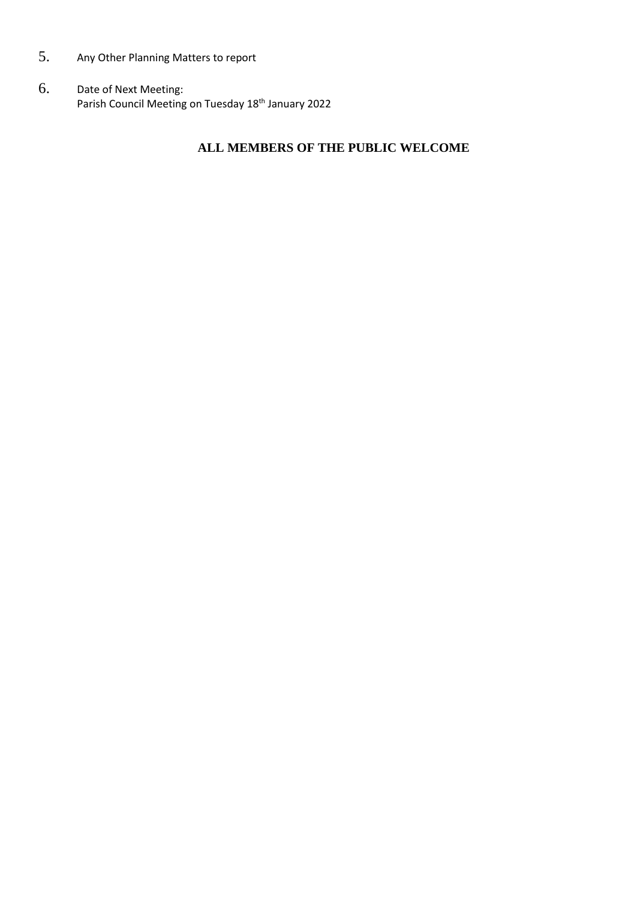5. Any Other Planning Matters to report

6. Date of Next Meeting:
   Parish Council Meeting on Tuesday 18th January 2022

**ALL MEMBERS OF THE PUBLIC WELCOME**